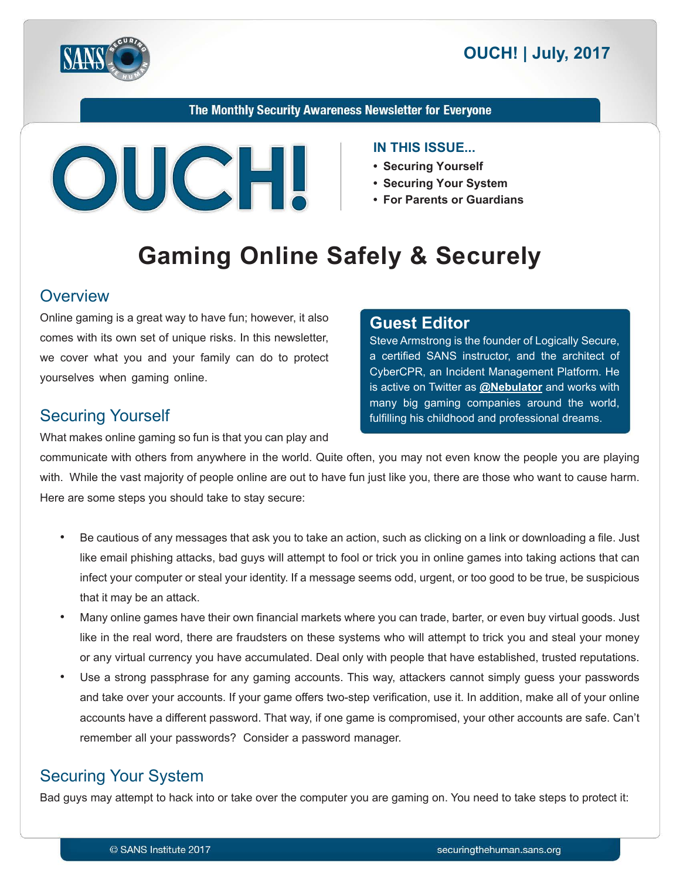OUCH! | July, 2017

The Monthly Security Awareness Newsletter for Everyone

# OUCH!

**IN THIS ISSUE...**

- **Securing Yourself**
- **Securing Your System**
- **For Parents or Guardians**

# Gaming Online Safely & Securely

## Overview

Online gaming is a great way to have fun; however, it also comes with its own set of unique risks. In this newsletter, we cover what you and your family can do to protect yourselves when gaming online.

### Guest Editor

Steve Armstrong is the founder of Logically Secure, a certified SANS instructor, and the architect of CyberCPR, an Incident Management Platform. He is active on Twitter as **@Nebulator** and works with many big gaming companies around the world, fulfilling his childhood and professional dreams.

## Securing Yourself

What makes online gaming so fun is that you can play and communicate with others from anywhere in the world. Quite often, you may not even know the people you are playing with. While the vast majority of people online are out to have fun just like you, there are those who want to cause harm. Here are some steps you should take to stay secure:

- Be cautious of any messages that ask you to take an action, such as clicking on a link or downloading a file. Just like email phishing attacks, bad guys will attempt to fool or trick you in online games into taking actions that can infect your computer or steal your identity. If a message seems odd, urgent, or too good to be true, be suspicious that it may be an attack.
- Many online games have their own financial markets where you can trade, barter, or even buy virtual goods. Just like in the real word, there are fraudsters on these systems who will attempt to trick you and steal your money or any virtual currency you have accumulated. Deal only with people that have established, trusted reputations.
- Use a strong passphrase for any gaming accounts. This way, attackers cannot simply guess your passwords and take over your accounts. If your game offers two-step verification, use it. In addition, make all of your online accounts have a different password. That way, if one game is compromised, your other accounts are safe. Can't remember all your passwords? Consider a password manager.

## Securing Your System

Bad guys may attempt to hack into or take over the computer you are gaming on. You need to take steps to protect it: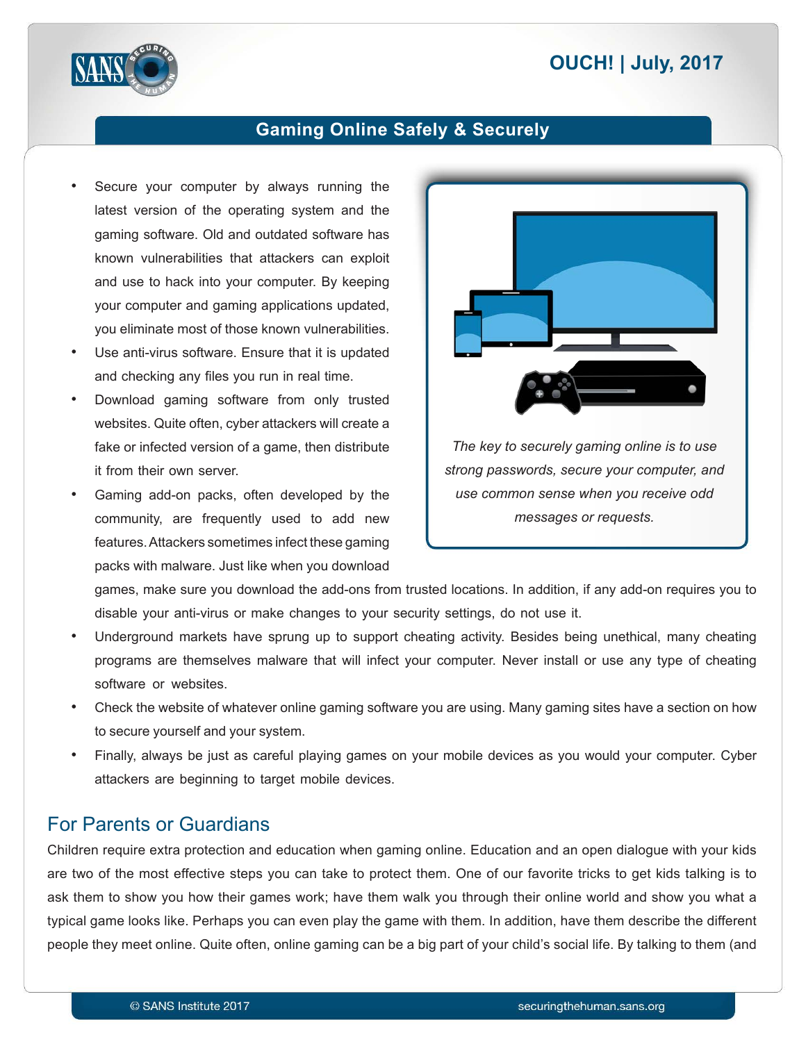- Secure your computer by always running the latest version of the operating system and the gaming software. Old and outdated software has known vulnerabilities that attackers can exploit and use to hack into your computer. By keeping your computer and gaming applications updated, you eliminate most of those known vulnerabilities.
- Use anti-virus software. Ensure that it is updated and checking any files you run in real time.
- Download gaming software from only trusted websites. Quite often, cyber attackers will create a fake or infected version of a game, then distribute it from their own server.
- Gaming add-on packs, often developed by the community, are frequently used to add new features. Attackers sometimes infect these gaming packs with malware. Just like when you download games, make sure you download the add-ons from trusted locations. In addition, if any add-on requires you to disable your anti-virus or make changes to your security settings, do not use it.
- Underground markets have sprung up to support cheating activity. Besides being unethical, many cheating programs are themselves malware that will infect your computer. Never install or use any type of cheating software or websites.
- Check the website of whatever online gaming software you are using. Many gaming sites have a section on how to secure yourself and your system.
- Finally, always be just as careful playing games on your mobile devices as you would your computer. Cyber attackers are beginning to target mobile devices.

*The key to securely gaming online is to use strong passwords, secure your computer, and use common sense when you receive odd messages or requests.*

## For Parents or Guardians

Children require extra protection and education when gaming online. Education and an open dialogue with your kids are two of the most effective steps you can take to protect them. One of our favorite tricks to get kids talking is to ask them to show you how their games work; have them walk you through their online world and show you what a typical game looks like. Perhaps you can even play the game with them. In addition, have them describe the different people they meet online. Quite often, online gaming can be a big part of your child's social life. By talking to them (and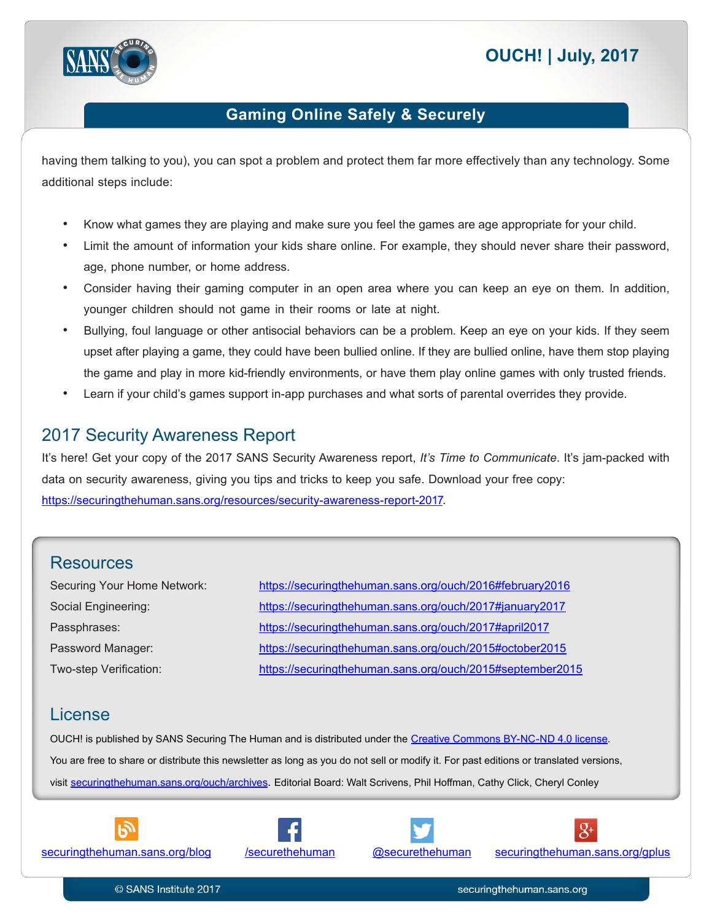having them talking to you), you can spot a problem and protect them far more effectively than any technology. Some additional steps include:

- Know what games they are playing and make sure you feel the games are age appropriate for your child.
- Limit the amount of information your kids share online. For example, they should never share their password, age, phone number, or home address.
- Consider having their gaming computer in an open area where you can keep an eye on them. In addition, younger children should not game in their rooms or late at night.
- Bullying, foul language or other antisocial behaviors can be a problem. Keep an eye on your kids. If they seem upset after playing a game, they could have been bullied online. If they are bullied online, have them stop playing the game and play in more kid-friendly environments, or have them play online games with only trusted friends.
- Learn if your child's games support in-app purchases and what sorts of parental overrides they provide.

## 2017 Security Awareness Report

It's here! Get your copy of the 2017 SANS Security Awareness report, *It's Time to Communicate*. It's jam-packed with data on security awareness, giving you tips and tricks to keep you safe. Download your free copy: https://securingthehuman.sans.org/resources/security-awareness-report-2017.

## Resources

| | |
|---|---|
| Securing Your Home Network: | https://securingthehuman.sans.org/ouch/2016#february2016 |
| Social Engineering: | https://securingthehuman.sans.org/ouch/2017#january2017 |
| Passphrases: | https://securingthehuman.sans.org/ouch/2017#april2017 |
| Password Manager: | https://securingthehuman.sans.org/ouch/2015#october2015 |
| Two-step Verification: | https://securingthehuman.sans.org/ouch/2015#september2015 |

## License

OUCH! is published by SANS Securing The Human and is distributed under the Creative Commons BY-NC-ND 4.0 license. You are free to share or distribute this newsletter as long as you do not sell or modify it. For past editions or translated versions, visit securingthehuman.sans.org/ouch/archives. Editorial Board: Walt Scrivens, Phil Hoffman, Cathy Click, Cheryl Conley

securingthehuman.sans.org/blog /securethehuman @securethehuman securingthehuman.sans.org/gplus